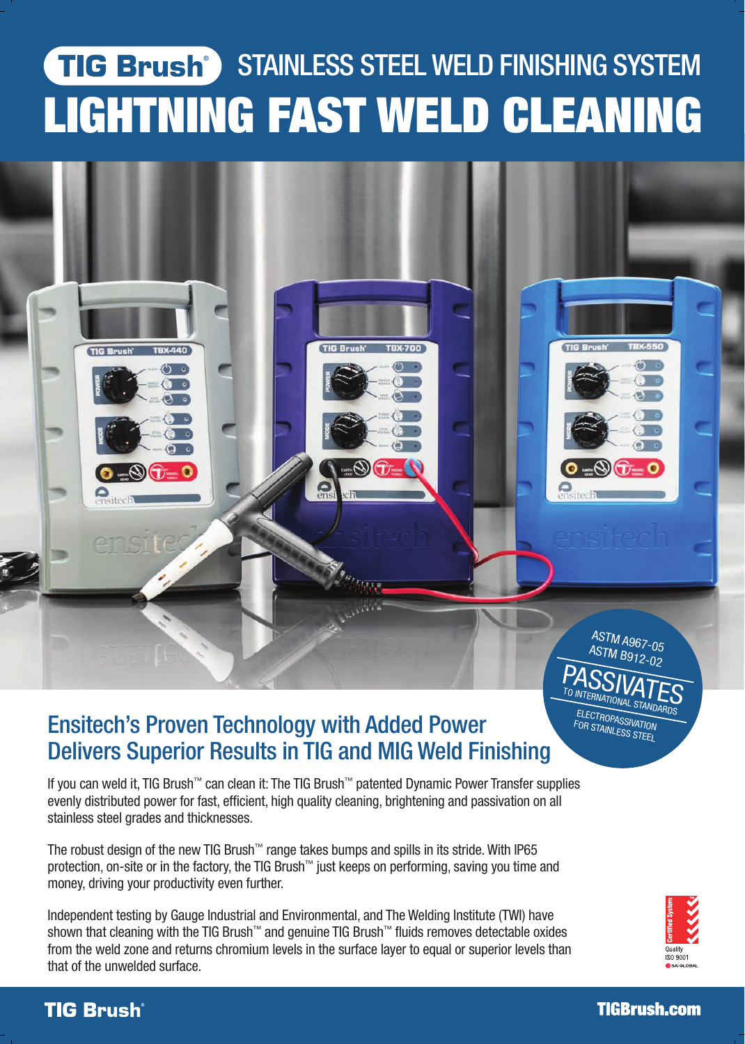# TIG Brush® STAINLESS STEEL WELD FINISHING SYSTEM

# LIGHTNING FAST WELD CLEANING

ASTM A967-05
ASTM B912-02
PASSIVATES
TO INTERNATIONAL STANDARDS
ELECTROPASSIVATION
FOR STAINLESS STEEL

## Ensitech's Proven Technology with Added Power Delivers Superior Results in TIG and MIG Weld Finishing

If you can weld it, TIG Brush™ can clean it: The TIG Brush™ patented Dynamic Power Transfer supplies evenly distributed power for fast, efficient, high quality cleaning, brightening and passivation on all stainless steel grades and thicknesses.

The robust design of the new TIG Brush™ range takes bumps and spills in its stride. With IP65 protection, on-site or in the factory, the TIG Brush™ just keeps on performing, saving you time and money, driving your productivity even further.

Independent testing by Gauge Industrial and Environmental, and The Welding Institute (TWI) have shown that cleaning with the TIG Brush™ and genuine TIG Brush™ fluids removes detectable oxides from the weld zone and returns chromium levels in the surface layer to equal or superior levels than that of the unwelded surface.

Certified System Quality ISO 9001 SAI GLOBAL

**TIG Brush®** TIGBrush.com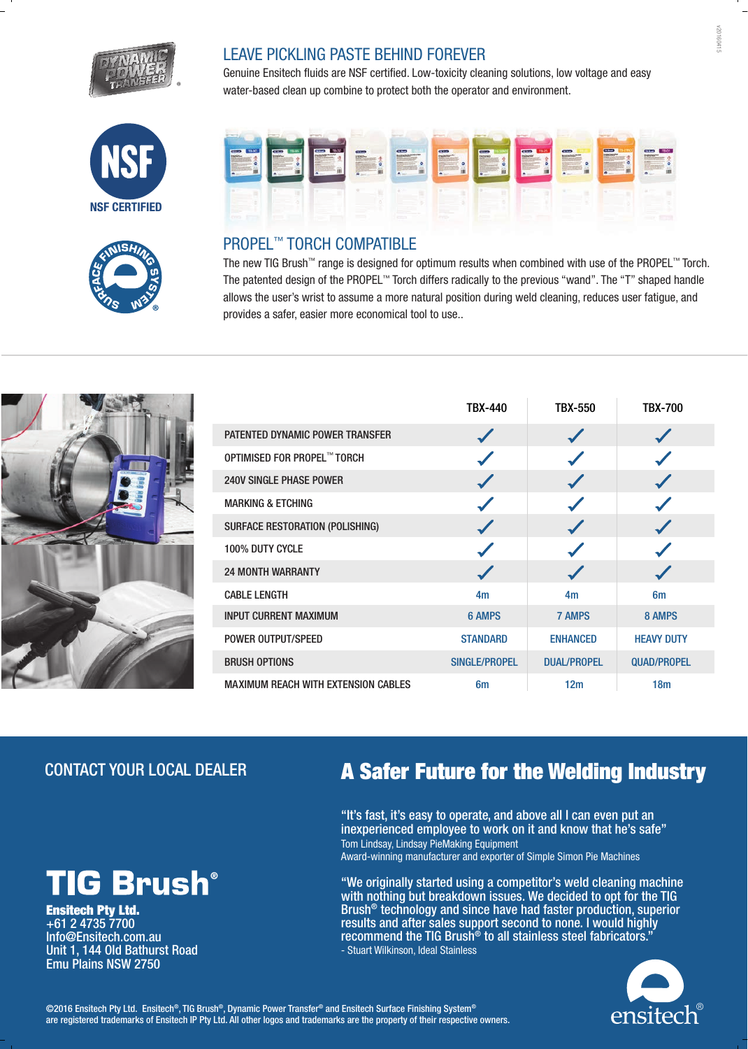## LEAVE PICKLING PASTE BEHIND FOREVER

Genuine Ensitech fluids are NSF certified. Low-toxicity cleaning solutions, low voltage and easy water-based clean up combine to protect both the operator and environment.

NSF CERTIFIED

## PROPEL™ TORCH COMPATIBLE

The new TIG Brush™ range is designed for optimum results when combined with use of the PROPEL™ Torch. The patented design of the PROPEL™ Torch differs radically to the previous "wand". The "T" shaped handle allows the user's wrist to assume a more natural position during weld cleaning, reduces user fatigue, and provides a safer, easier more economical tool to use..

| | TBX-440 | TBX-550 | TBX-700 |
|---|---|---|---|
| PATENTED DYNAMIC POWER TRANSFER | ✓ | ✓ | ✓ |
| OPTIMISED FOR PROPEL™ TORCH | ✓ | ✓ | ✓ |
| 240V SINGLE PHASE POWER | ✓ | ✓ | ✓ |
| MARKING & ETCHING | ✓ | ✓ | ✓ |
| SURFACE RESTORATION (POLISHING) | ✓ | ✓ | ✓ |
| 100% DUTY CYCLE | ✓ | ✓ | ✓ |
| 24 MONTH WARRANTY | ✓ | ✓ | ✓ |
| CABLE LENGTH | 4m | 4m | 6m |
| INPUT CURRENT MAXIMUM | 6 AMPS | 7 AMPS | 8 AMPS |
| POWER OUTPUT/SPEED | STANDARD | ENHANCED | HEAVY DUTY |
| BRUSH OPTIONS | SINGLE/PROPEL | DUAL/PROPEL | QUAD/PROPEL |
| MAXIMUM REACH WITH EXTENSION CABLES | 6m | 12m | 18m |

## CONTACT YOUR LOCAL DEALER

# TIG Brush®

**Ensitech Pty Ltd.**
+61 2 4735 7700
Info@Ensitech.com.au
Unit 1, 144 Old Bathurst Road
Emu Plains NSW 2750

## A Safer Future for the Welding Industry

"It's fast, it's easy to operate, and above all I can even put an inexperienced employee to work on it and know that he's safe"
Tom Lindsay, Lindsay PieMaking Equipment
Award-winning manufacturer and exporter of Simple Simon Pie Machines

"We originally started using a competitor's weld cleaning machine with nothing but breakdown issues. We decided to opt for the TIG Brush® technology and since have had faster production, superior results and after sales support second to none. I would highly recommend the TIG Brush® to all stainless steel fabricators."
- Stuart Wilkinson, Ideal Stainless

©2016 Ensitech Pty Ltd. Ensitech®, TIG Brush®, Dynamic Power Transfer® and Ensitech Surface Finishing System® are registered trademarks of Ensitech IP Pty Ltd. All other logos and trademarks are the property of their respective owners.

ensitech®